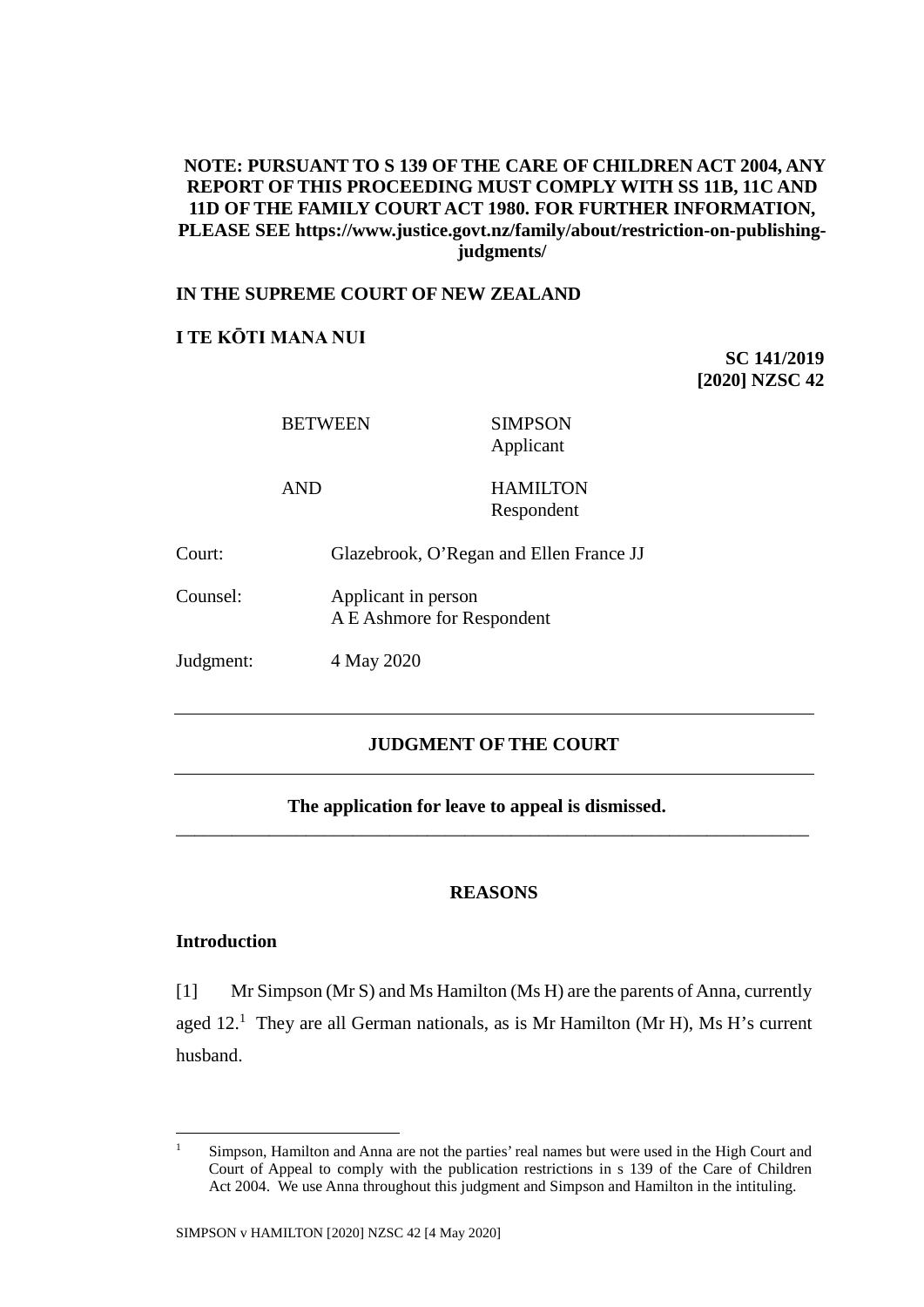**NOTE: PURSUANT TO S 139 OF THE CARE OF CHILDREN ACT 2004, ANY REPORT OF THIS PROCEEDING MUST COMPLY WITH SS 11B, 11C AND 11D OF THE FAMILY COURT ACT 1980. FOR FURTHER INFORMATION, PLEASE SEE https://www.justice.govt.nz/family/about/restriction-on-publishing-judgments/**

**IN THE SUPREME COURT OF NEW ZEALAND**

**I TE KŌTI MANA NUI**

**SC 141/2019**
**[2020] NZSC 42**

| | | |
|---|---|---|
| BETWEEN | SIMPSON<br>Applicant | |
| AND | HAMILTON<br>Respondent | |

Court: Glazebrook, O'Regan and Ellen France JJ

Counsel: Applicant in person
A E Ashmore for Respondent

Judgment: 4 May 2020

---

**JUDGMENT OF THE COURT**

---

**The application for leave to appeal is dismissed.**

---

**REASONS**

**Introduction**

[1] Mr Simpson (Mr S) and Ms Hamilton (Ms H) are the parents of Anna, currently aged 12.[1] They are all German nationals, as is Mr Hamilton (Mr H), Ms H's current husband.

---

[1] Simpson, Hamilton and Anna are not the parties' real names but were used in the High Court and Court of Appeal to comply with the publication restrictions in s 139 of the Care of Children Act 2004. We use Anna throughout this judgment and Simpson and Hamilton in the intituling.

SIMPSON v HAMILTON [2020] NZSC 42 [4 May 2020]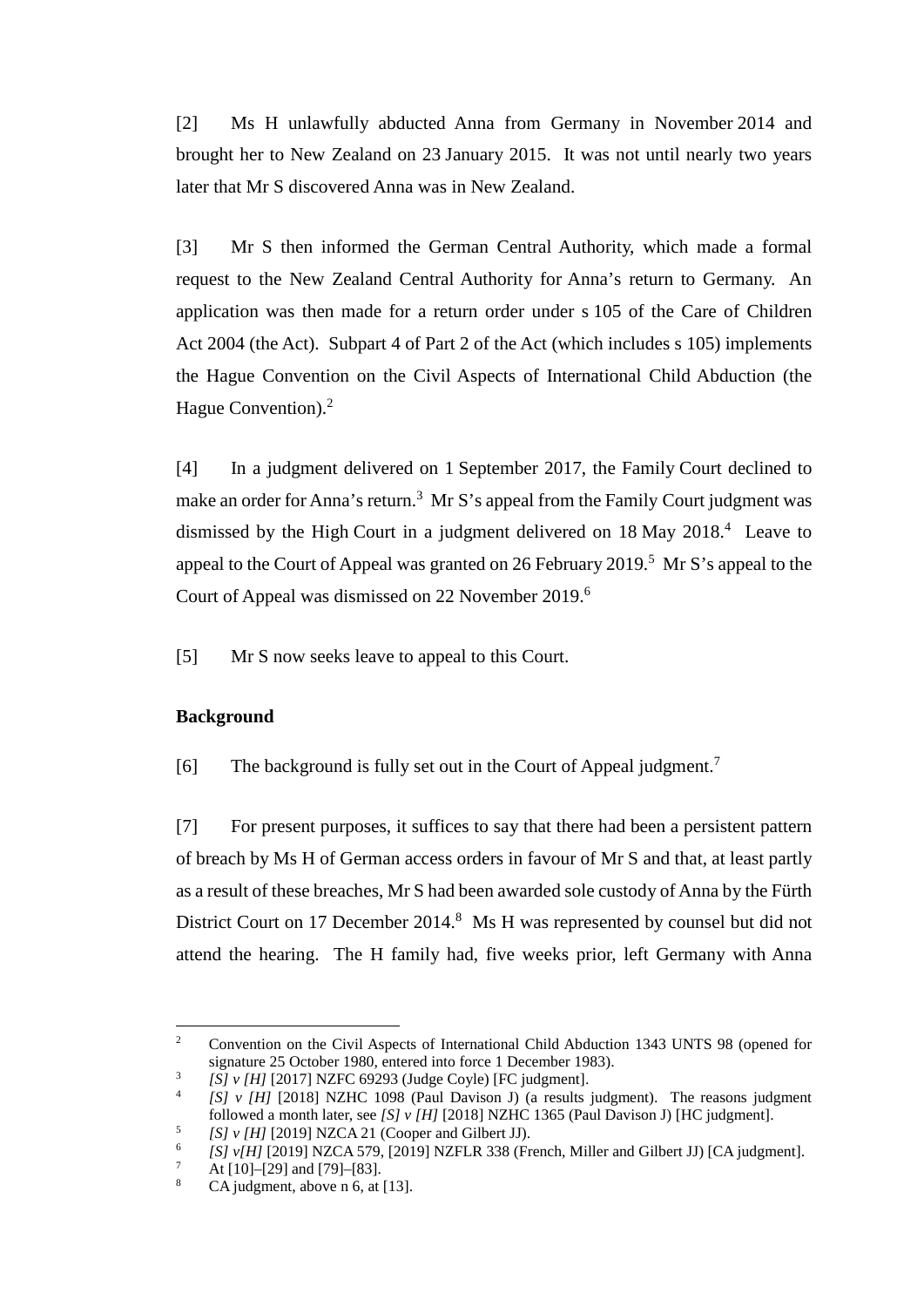[2] Ms H unlawfully abducted Anna from Germany in November 2014 and brought her to New Zealand on 23 January 2015. It was not until nearly two years later that Mr S discovered Anna was in New Zealand.

[3] Mr S then informed the German Central Authority, which made a formal request to the New Zealand Central Authority for Anna's return to Germany. An application was then made for a return order under s 105 of the Care of Children Act 2004 (the Act). Subpart 4 of Part 2 of the Act (which includes s 105) implements the Hague Convention on the Civil Aspects of International Child Abduction (the Hague Convention).[2]

[4] In a judgment delivered on 1 September 2017, the Family Court declined to make an order for Anna's return.[3] Mr S's appeal from the Family Court judgment was dismissed by the High Court in a judgment delivered on 18 May 2018.[4] Leave to appeal to the Court of Appeal was granted on 26 February 2019.[5] Mr S's appeal to the Court of Appeal was dismissed on 22 November 2019.[6]

[5] Mr S now seeks leave to appeal to this Court.

**Background**

[6] The background is fully set out in the Court of Appeal judgment.[7]

[7] For present purposes, it suffices to say that there had been a persistent pattern of breach by Ms H of German access orders in favour of Mr S and that, at least partly as a result of these breaches, Mr S had been awarded sole custody of Anna by the Fürth District Court on 17 December 2014.[8] Ms H was represented by counsel but did not attend the hearing. The H family had, five weeks prior, left Germany with Anna

---

[2] Convention on the Civil Aspects of International Child Abduction 1343 UNTS 98 (opened for signature 25 October 1980, entered into force 1 December 1983).

[3] *[S] v [H]* [2017] NZFC 69293 (Judge Coyle) [FC judgment].

[4] *[S] v [H]* [2018] NZHC 1098 (Paul Davison J) (a results judgment). The reasons judgment followed a month later, see *[S] v [H]* [2018] NZHC 1365 (Paul Davison J) [HC judgment].

[5] *[S] v [H]* [2019] NZCA 21 (Cooper and Gilbert JJ).

[6] *[S] v[H]* [2019] NZCA 579, [2019] NZFLR 338 (French, Miller and Gilbert JJ) [CA judgment].

[7] At [10]–[29] and [79]–[83].

[8] CA judgment, above n 6, at [13].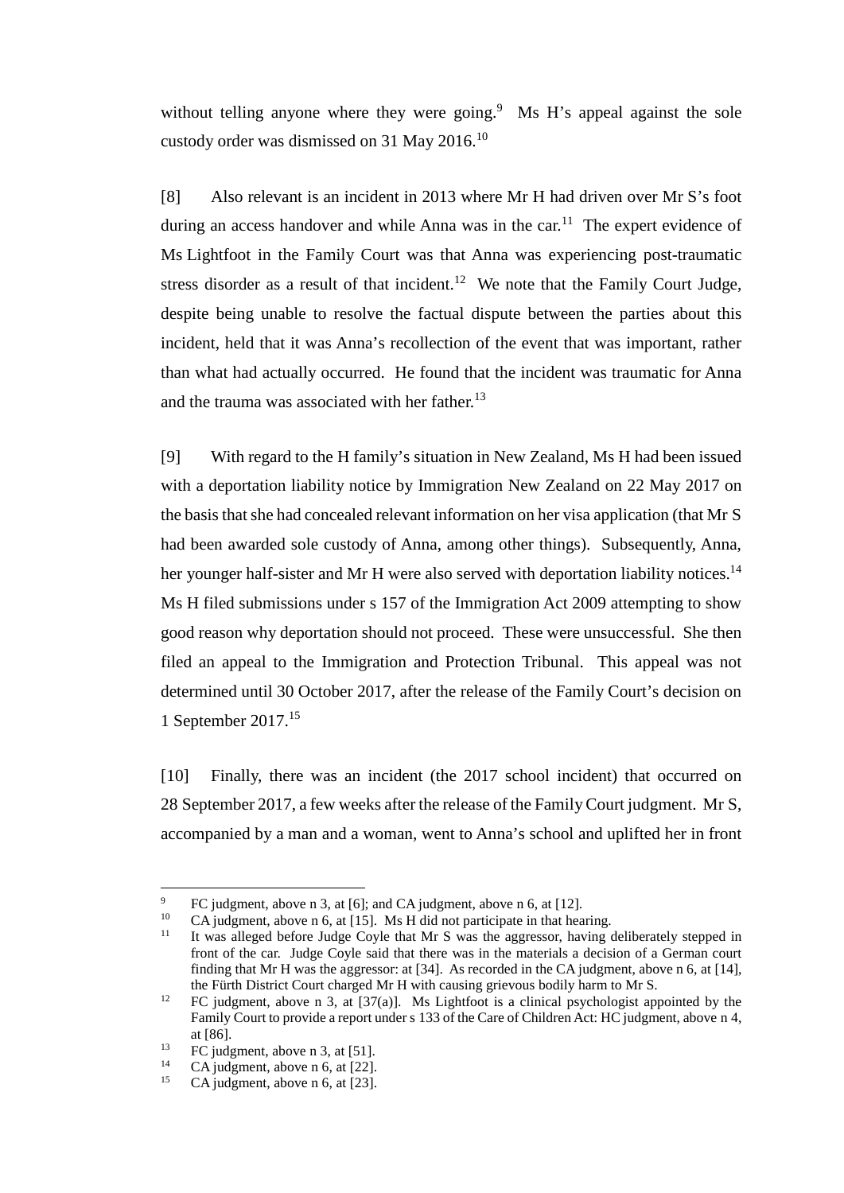without telling anyone where they were going.[9] Ms H's appeal against the sole custody order was dismissed on 31 May 2016.[10]

[8] Also relevant is an incident in 2013 where Mr H had driven over Mr S's foot during an access handover and while Anna was in the car.[11] The expert evidence of Ms Lightfoot in the Family Court was that Anna was experiencing post-traumatic stress disorder as a result of that incident.[12] We note that the Family Court Judge, despite being unable to resolve the factual dispute between the parties about this incident, held that it was Anna's recollection of the event that was important, rather than what had actually occurred. He found that the incident was traumatic for Anna and the trauma was associated with her father.[13]

[9] With regard to the H family's situation in New Zealand, Ms H had been issued with a deportation liability notice by Immigration New Zealand on 22 May 2017 on the basis that she had concealed relevant information on her visa application (that Mr S had been awarded sole custody of Anna, among other things). Subsequently, Anna, her younger half-sister and Mr H were also served with deportation liability notices.[14] Ms H filed submissions under s 157 of the Immigration Act 2009 attempting to show good reason why deportation should not proceed. These were unsuccessful. She then filed an appeal to the Immigration and Protection Tribunal. This appeal was not determined until 30 October 2017, after the release of the Family Court's decision on 1 September 2017.[15]

[10] Finally, there was an incident (the 2017 school incident) that occurred on 28 September 2017, a few weeks after the release of the Family Court judgment. Mr S, accompanied by a man and a woman, went to Anna's school and uplifted her in front

---

[9] FC judgment, above n 3, at [6]; and CA judgment, above n 6, at [12].

[10] CA judgment, above n 6, at [15]. Ms H did not participate in that hearing.

[11] It was alleged before Judge Coyle that Mr S was the aggressor, having deliberately stepped in front of the car. Judge Coyle said that there was in the materials a decision of a German court finding that Mr H was the aggressor: at [34]. As recorded in the CA judgment, above n 6, at [14], the Fürth District Court charged Mr H with causing grievous bodily harm to Mr S.

[12] FC judgment, above n 3, at [37(a)]. Ms Lightfoot is a clinical psychologist appointed by the Family Court to provide a report under s 133 of the Care of Children Act: HC judgment, above n 4, at [86].

[13] FC judgment, above n 3, at [51].

[14] CA judgment, above n 6, at [22].

[15] CA judgment, above n 6, at [23].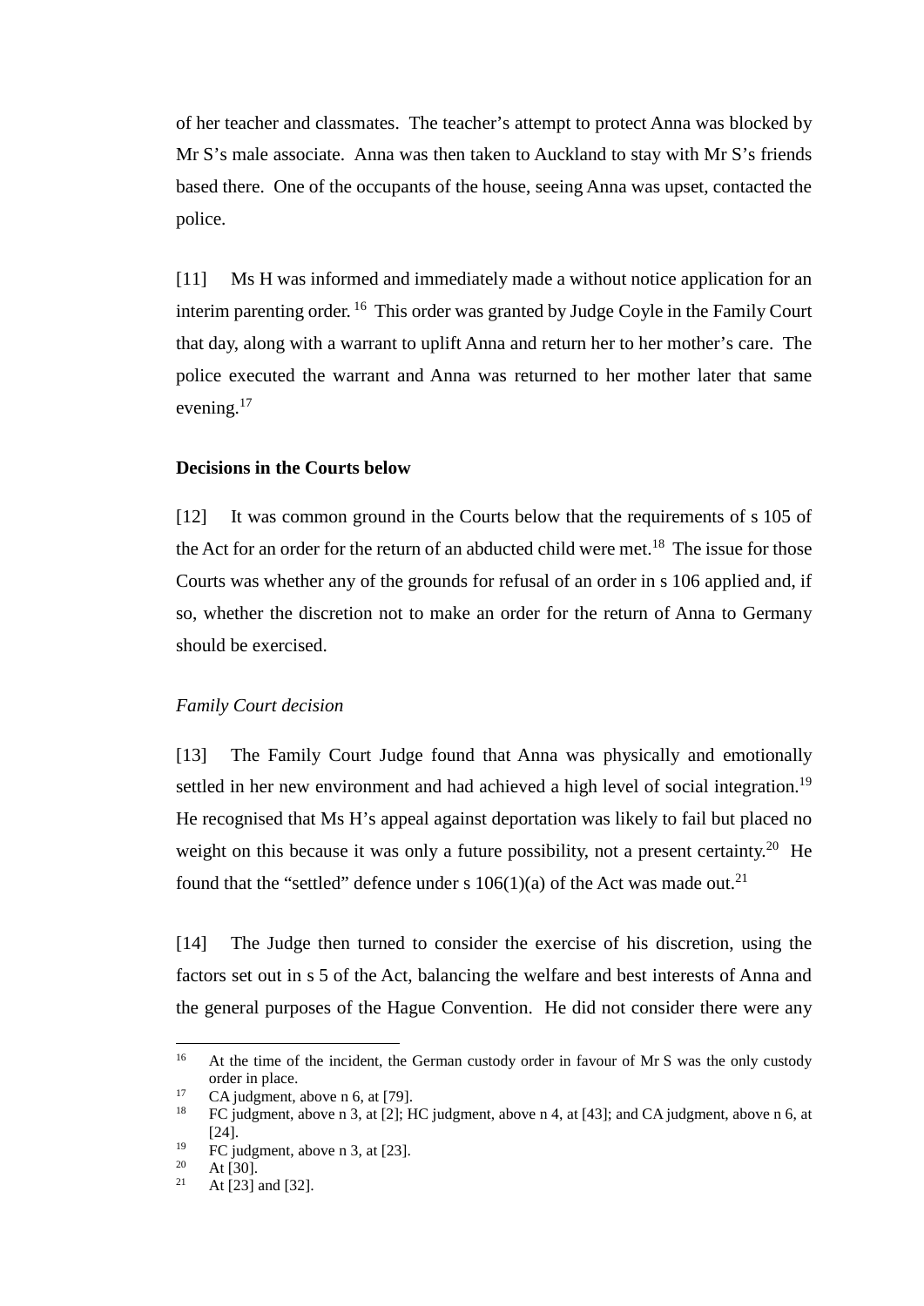of her teacher and classmates. The teacher's attempt to protect Anna was blocked by Mr S's male associate. Anna was then taken to Auckland to stay with Mr S's friends based there. One of the occupants of the house, seeing Anna was upset, contacted the police.

[11] Ms H was informed and immediately made a without notice application for an interim parenting order.[16] This order was granted by Judge Coyle in the Family Court that day, along with a warrant to uplift Anna and return her to her mother's care. The police executed the warrant and Anna was returned to her mother later that same evening.[17]

**Decisions in the Courts below**

[12] It was common ground in the Courts below that the requirements of s 105 of the Act for an order for the return of an abducted child were met.[18] The issue for those Courts was whether any of the grounds for refusal of an order in s 106 applied and, if so, whether the discretion not to make an order for the return of Anna to Germany should be exercised.

*Family Court decision*

[13] The Family Court Judge found that Anna was physically and emotionally settled in her new environment and had achieved a high level of social integration.[19] He recognised that Ms H's appeal against deportation was likely to fail but placed no weight on this because it was only a future possibility, not a present certainty.[20] He found that the "settled" defence under s 106(1)(a) of the Act was made out.[21]

[14] The Judge then turned to consider the exercise of his discretion, using the factors set out in s 5 of the Act, balancing the welfare and best interests of Anna and the general purposes of the Hague Convention. He did not consider there were any

---

[16] At the time of the incident, the German custody order in favour of Mr S was the only custody order in place.

[17] CA judgment, above n 6, at [79].

[18] FC judgment, above n 3, at [2]; HC judgment, above n 4, at [43]; and CA judgment, above n 6, at [24].

[19] FC judgment, above n 3, at [23].

[20] At [30].

[21] At [23] and [32].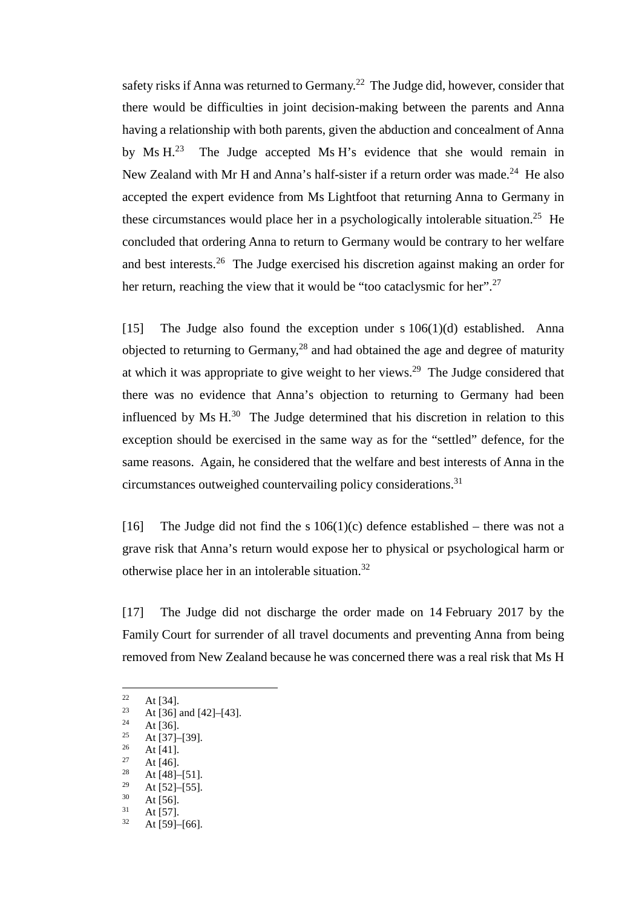safety risks if Anna was returned to Germany.[22] The Judge did, however, consider that there would be difficulties in joint decision-making between the parents and Anna having a relationship with both parents, given the abduction and concealment of Anna by Ms H.[23] The Judge accepted Ms H's evidence that she would remain in New Zealand with Mr H and Anna's half-sister if a return order was made.[24] He also accepted the expert evidence from Ms Lightfoot that returning Anna to Germany in these circumstances would place her in a psychologically intolerable situation.[25] He concluded that ordering Anna to return to Germany would be contrary to her welfare and best interests.[26] The Judge exercised his discretion against making an order for her return, reaching the view that it would be "too cataclysmic for her".[27]

[15] The Judge also found the exception under s 106(1)(d) established. Anna objected to returning to Germany,[28] and had obtained the age and degree of maturity at which it was appropriate to give weight to her views.[29] The Judge considered that there was no evidence that Anna's objection to returning to Germany had been influenced by Ms H.[30] The Judge determined that his discretion in relation to this exception should be exercised in the same way as for the "settled" defence, for the same reasons. Again, he considered that the welfare and best interests of Anna in the circumstances outweighed countervailing policy considerations.[31]

[16] The Judge did not find the s 106(1)(c) defence established – there was not a grave risk that Anna's return would expose her to physical or psychological harm or otherwise place her in an intolerable situation.[32]

[17] The Judge did not discharge the order made on 14 February 2017 by the Family Court for surrender of all travel documents and preventing Anna from being removed from New Zealand because he was concerned there was a real risk that Ms H

---

[22] At [34].
[23] At [36] and [42]–[43].
[24] At [36].
[25] At [37]–[39].
[26] At [41].
[27] At [46].
[28] At [48]–[51].
[29] At [52]–[55].
[30] At [56].
[31] At [57].
[32] At [59]–[66].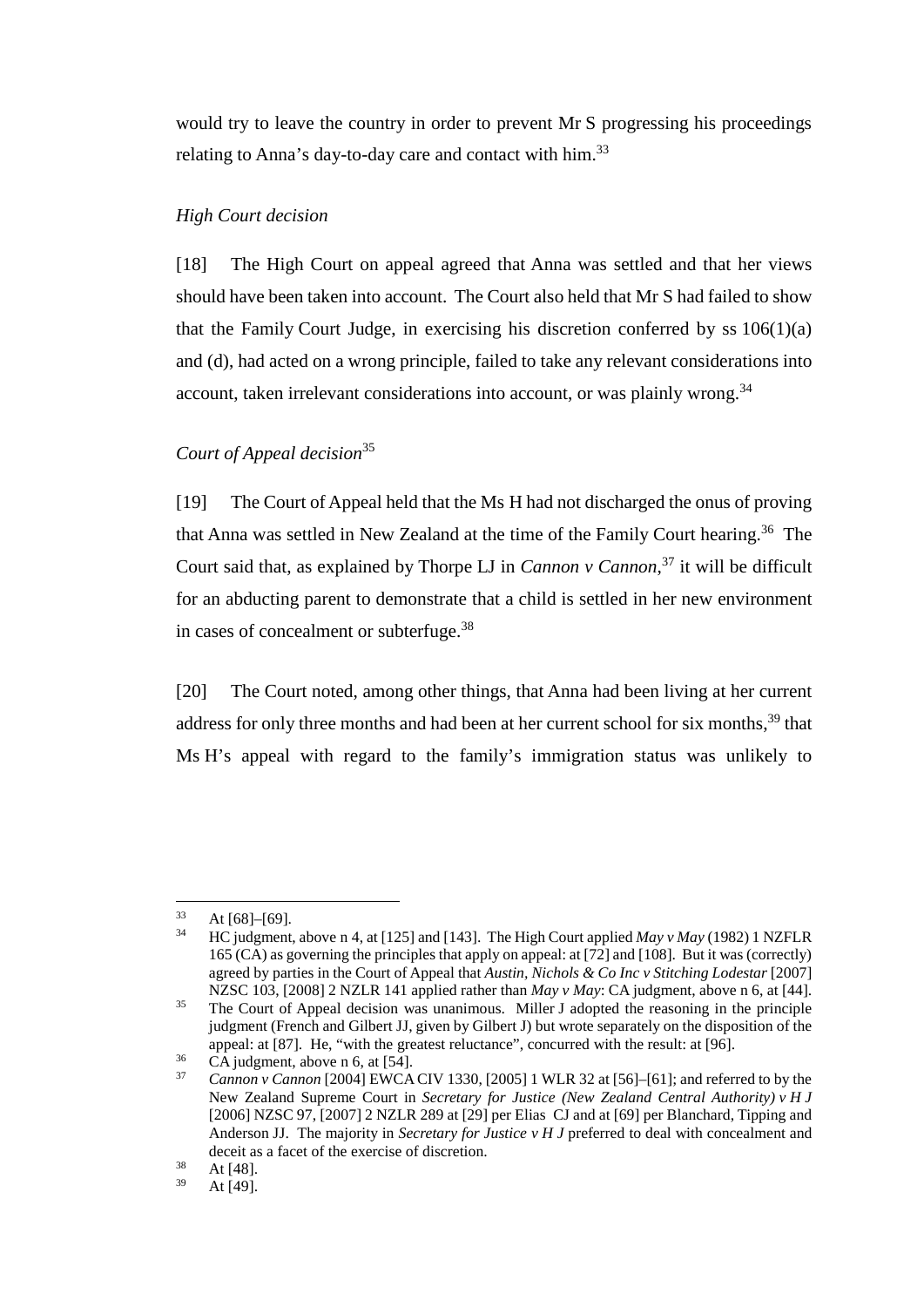would try to leave the country in order to prevent Mr S progressing his proceedings relating to Anna's day-to-day care and contact with him.[33]

### *High Court decision*

[18] The High Court on appeal agreed that Anna was settled and that her views should have been taken into account. The Court also held that Mr S had failed to show that the Family Court Judge, in exercising his discretion conferred by ss 106(1)(a) and (d), had acted on a wrong principle, failed to take any relevant considerations into account, taken irrelevant considerations into account, or was plainly wrong.[34]

### *Court of Appeal decision*[35]

[19] The Court of Appeal held that the Ms H had not discharged the onus of proving that Anna was settled in New Zealand at the time of the Family Court hearing.[36] The Court said that, as explained by Thorpe LJ in *Cannon v Cannon*,[37] it will be difficult for an abducting parent to demonstrate that a child is settled in her new environment in cases of concealment or subterfuge.[38]

[20] The Court noted, among other things, that Anna had been living at her current address for only three months and had been at her current school for six months,[39] that Ms H's appeal with regard to the family's immigration status was unlikely to

---

[33] At [68]–[69].

[34] HC judgment, above n 4, at [125] and [143]. The High Court applied *May v May* (1982) 1 NZFLR 165 (CA) as governing the principles that apply on appeal: at [72] and [108]. But it was (correctly) agreed by parties in the Court of Appeal that *Austin, Nichols & Co Inc v Stitching Lodestar* [2007] NZSC 103, [2008] 2 NZLR 141 applied rather than *May v May*: CA judgment, above n 6, at [44].

[35] The Court of Appeal decision was unanimous. Miller J adopted the reasoning in the principle judgment (French and Gilbert JJ, given by Gilbert J) but wrote separately on the disposition of the appeal: at [87]. He, "with the greatest reluctance", concurred with the result: at [96].

[36] CA judgment, above n 6, at [54].

[37] *Cannon v Cannon* [2004] EWCA CIV 1330, [2005] 1 WLR 32 at [56]–[61]; and referred to by the New Zealand Supreme Court in *Secretary for Justice (New Zealand Central Authority) v H J* [2006] NZSC 97, [2007] 2 NZLR 289 at [29] per Elias CJ and at [69] per Blanchard, Tipping and Anderson JJ. The majority in *Secretary for Justice v H J* preferred to deal with concealment and deceit as a facet of the exercise of discretion.

[38] At [48].

[39] At [49].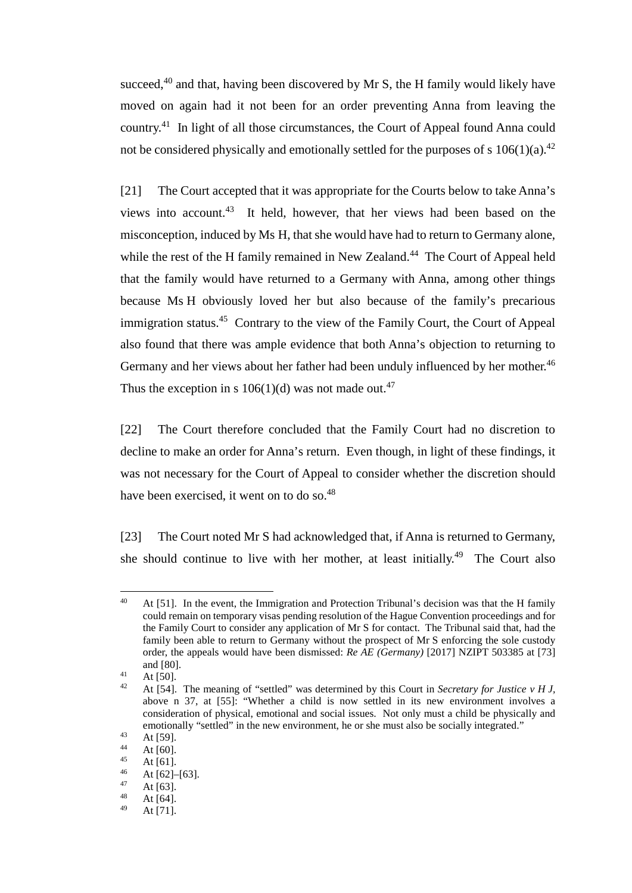succeed,[40] and that, having been discovered by Mr S, the H family would likely have moved on again had it not been for an order preventing Anna from leaving the country.[41] In light of all those circumstances, the Court of Appeal found Anna could not be considered physically and emotionally settled for the purposes of s 106(1)(a).[42]

[21] The Court accepted that it was appropriate for the Courts below to take Anna's views into account.[43] It held, however, that her views had been based on the misconception, induced by Ms H, that she would have had to return to Germany alone, while the rest of the H family remained in New Zealand.[44] The Court of Appeal held that the family would have returned to a Germany with Anna, among other things because Ms H obviously loved her but also because of the family's precarious immigration status.[45] Contrary to the view of the Family Court, the Court of Appeal also found that there was ample evidence that both Anna's objection to returning to Germany and her views about her father had been unduly influenced by her mother.[46] Thus the exception in s 106(1)(d) was not made out.[47]

[22] The Court therefore concluded that the Family Court had no discretion to decline to make an order for Anna's return. Even though, in light of these findings, it was not necessary for the Court of Appeal to consider whether the discretion should have been exercised, it went on to do so.[48]

[23] The Court noted Mr S had acknowledged that, if Anna is returned to Germany, she should continue to live with her mother, at least initially.[49] The Court also

---

[40] At [51]. In the event, the Immigration and Protection Tribunal's decision was that the H family could remain on temporary visas pending resolution of the Hague Convention proceedings and for the Family Court to consider any application of Mr S for contact. The Tribunal said that, had the family been able to return to Germany without the prospect of Mr S enforcing the sole custody order, the appeals would have been dismissed: *Re AE (Germany)* [2017] NZIPT 503385 at [73] and [80].

[41] At [50].

[42] At [54]. The meaning of "settled" was determined by this Court in *Secretary for Justice v H J*, above n 37, at [55]: "Whether a child is now settled in its new environment involves a consideration of physical, emotional and social issues. Not only must a child be physically and emotionally "settled" in the new environment, he or she must also be socially integrated."

[43] At [59].

[44] At [60].

[45] At [61].

[46] At [62]–[63].

[47] At [63].

[48] At [64].

[49] At [71].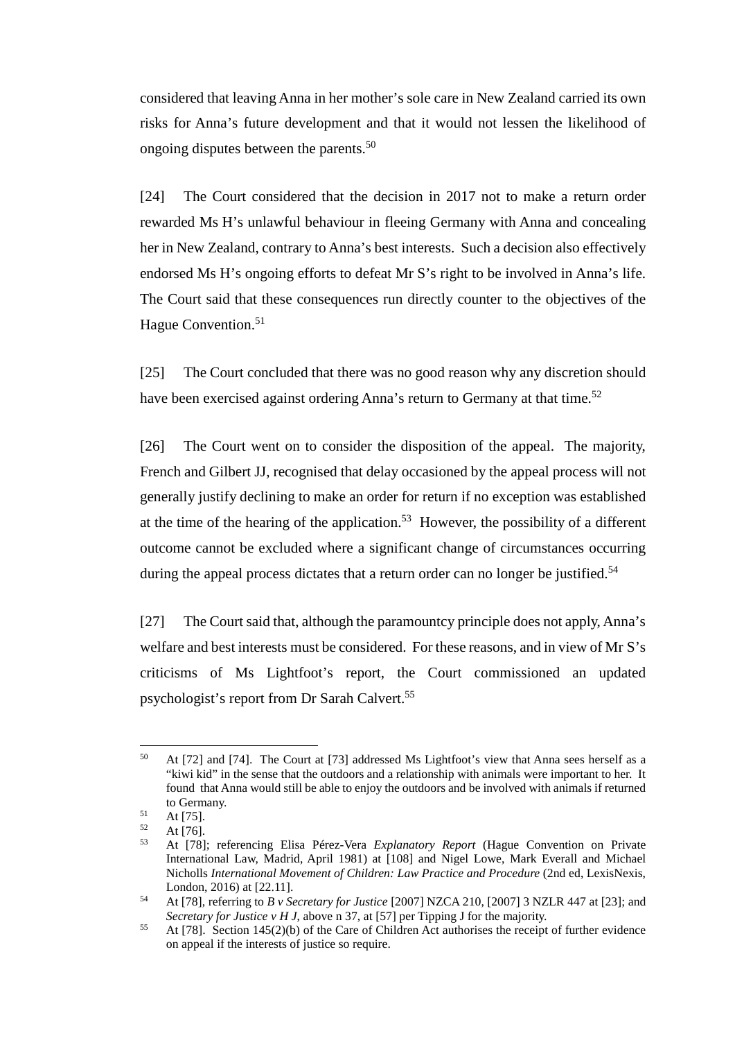considered that leaving Anna in her mother's sole care in New Zealand carried its own risks for Anna's future development and that it would not lessen the likelihood of ongoing disputes between the parents.[50]

[24] The Court considered that the decision in 2017 not to make a return order rewarded Ms H's unlawful behaviour in fleeing Germany with Anna and concealing her in New Zealand, contrary to Anna's best interests. Such a decision also effectively endorsed Ms H's ongoing efforts to defeat Mr S's right to be involved in Anna's life. The Court said that these consequences run directly counter to the objectives of the Hague Convention.[51]

[25] The Court concluded that there was no good reason why any discretion should have been exercised against ordering Anna's return to Germany at that time.[52]

[26] The Court went on to consider the disposition of the appeal. The majority, French and Gilbert JJ, recognised that delay occasioned by the appeal process will not generally justify declining to make an order for return if no exception was established at the time of the hearing of the application.[53] However, the possibility of a different outcome cannot be excluded where a significant change of circumstances occurring during the appeal process dictates that a return order can no longer be justified.[54]

[27] The Court said that, although the paramountcy principle does not apply, Anna's welfare and best interests must be considered. For these reasons, and in view of Mr S's criticisms of Ms Lightfoot's report, the Court commissioned an updated psychologist's report from Dr Sarah Calvert.[55]

---

[50] At [72] and [74]. The Court at [73] addressed Ms Lightfoot's view that Anna sees herself as a "kiwi kid" in the sense that the outdoors and a relationship with animals were important to her. It found that Anna would still be able to enjoy the outdoors and be involved with animals if returned to Germany.

[51] At [75].

[52] At [76].

[53] At [78]; referencing Elisa Pérez-Vera *Explanatory Report* (Hague Convention on Private International Law, Madrid, April 1981) at [108] and Nigel Lowe, Mark Everall and Michael Nicholls *International Movement of Children: Law Practice and Procedure* (2nd ed, LexisNexis, London, 2016) at [22.11].

[54] At [78], referring to *B v Secretary for Justice* [2007] NZCA 210, [2007] 3 NZLR 447 at [23]; and *Secretary for Justice v H J*, above n 37, at [57] per Tipping J for the majority.

[55] At [78]. Section 145(2)(b) of the Care of Children Act authorises the receipt of further evidence on appeal if the interests of justice so require.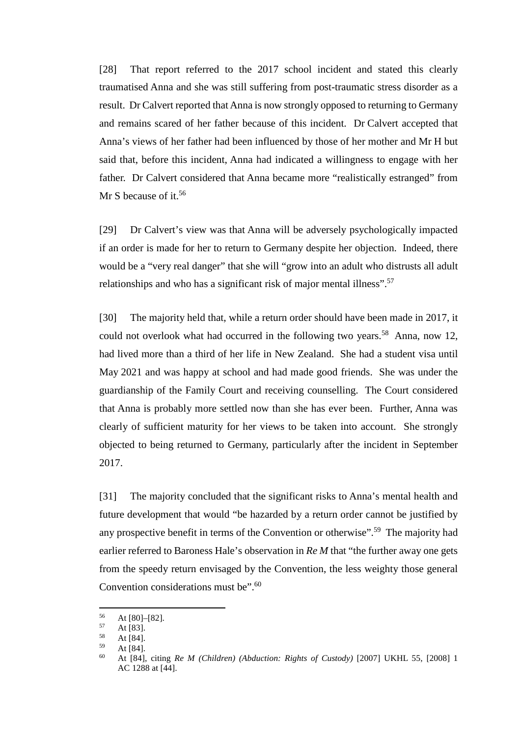[28] That report referred to the 2017 school incident and stated this clearly traumatised Anna and she was still suffering from post-traumatic stress disorder as a result. Dr Calvert reported that Anna is now strongly opposed to returning to Germany and remains scared of her father because of this incident. Dr Calvert accepted that Anna's views of her father had been influenced by those of her mother and Mr H but said that, before this incident, Anna had indicated a willingness to engage with her father. Dr Calvert considered that Anna became more "realistically estranged" from Mr S because of it.[56]

[29] Dr Calvert's view was that Anna will be adversely psychologically impacted if an order is made for her to return to Germany despite her objection. Indeed, there would be a "very real danger" that she will "grow into an adult who distrusts all adult relationships and who has a significant risk of major mental illness".[57]

[30] The majority held that, while a return order should have been made in 2017, it could not overlook what had occurred in the following two years.[58] Anna, now 12, had lived more than a third of her life in New Zealand. She had a student visa until May 2021 and was happy at school and had made good friends. She was under the guardianship of the Family Court and receiving counselling. The Court considered that Anna is probably more settled now than she has ever been. Further, Anna was clearly of sufficient maturity for her views to be taken into account. She strongly objected to being returned to Germany, particularly after the incident in September 2017.

[31] The majority concluded that the significant risks to Anna's mental health and future development that would "be hazarded by a return order cannot be justified by any prospective benefit in terms of the Convention or otherwise".[59] The majority had earlier referred to Baroness Hale's observation in *Re M* that "the further away one gets from the speedy return envisaged by the Convention, the less weighty those general Convention considerations must be".[60]

---

[56] At [80]–[82].
[57] At [83].
[58] At [84].
[59] At [84].
[60] At [84], citing *Re M (Children) (Abduction: Rights of Custody)* [2007] UKHL 55, [2008] 1 AC 1288 at [44].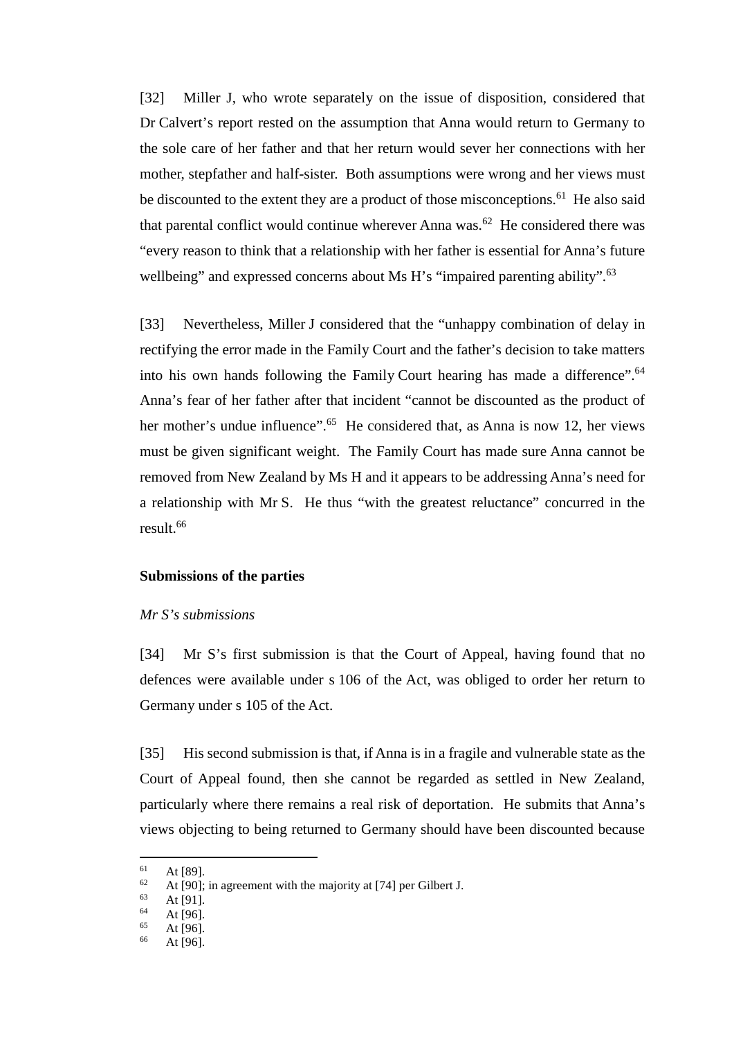[32] Miller J, who wrote separately on the issue of disposition, considered that Dr Calvert's report rested on the assumption that Anna would return to Germany to the sole care of her father and that her return would sever her connections with her mother, stepfather and half-sister. Both assumptions were wrong and her views must be discounted to the extent they are a product of those misconceptions.[61] He also said that parental conflict would continue wherever Anna was.[62] He considered there was "every reason to think that a relationship with her father is essential for Anna's future wellbeing" and expressed concerns about Ms H's "impaired parenting ability".[63]

[33] Nevertheless, Miller J considered that the "unhappy combination of delay in rectifying the error made in the Family Court and the father's decision to take matters into his own hands following the Family Court hearing has made a difference".[64] Anna's fear of her father after that incident "cannot be discounted as the product of her mother's undue influence".[65] He considered that, as Anna is now 12, her views must be given significant weight. The Family Court has made sure Anna cannot be removed from New Zealand by Ms H and it appears to be addressing Anna's need for a relationship with Mr S. He thus "with the greatest reluctance" concurred in the result.[66]

### Submissions of the parties

*Mr S's submissions*

[34] Mr S's first submission is that the Court of Appeal, having found that no defences were available under s 106 of the Act, was obliged to order her return to Germany under s 105 of the Act.

[35] His second submission is that, if Anna is in a fragile and vulnerable state as the Court of Appeal found, then she cannot be regarded as settled in New Zealand, particularly where there remains a real risk of deportation. He submits that Anna's views objecting to being returned to Germany should have been discounted because

---

[61] At [89].
[62] At [90]; in agreement with the majority at [74] per Gilbert J.
[63] At [91].
[64] At [96].
[65] At [96].
[66] At [96].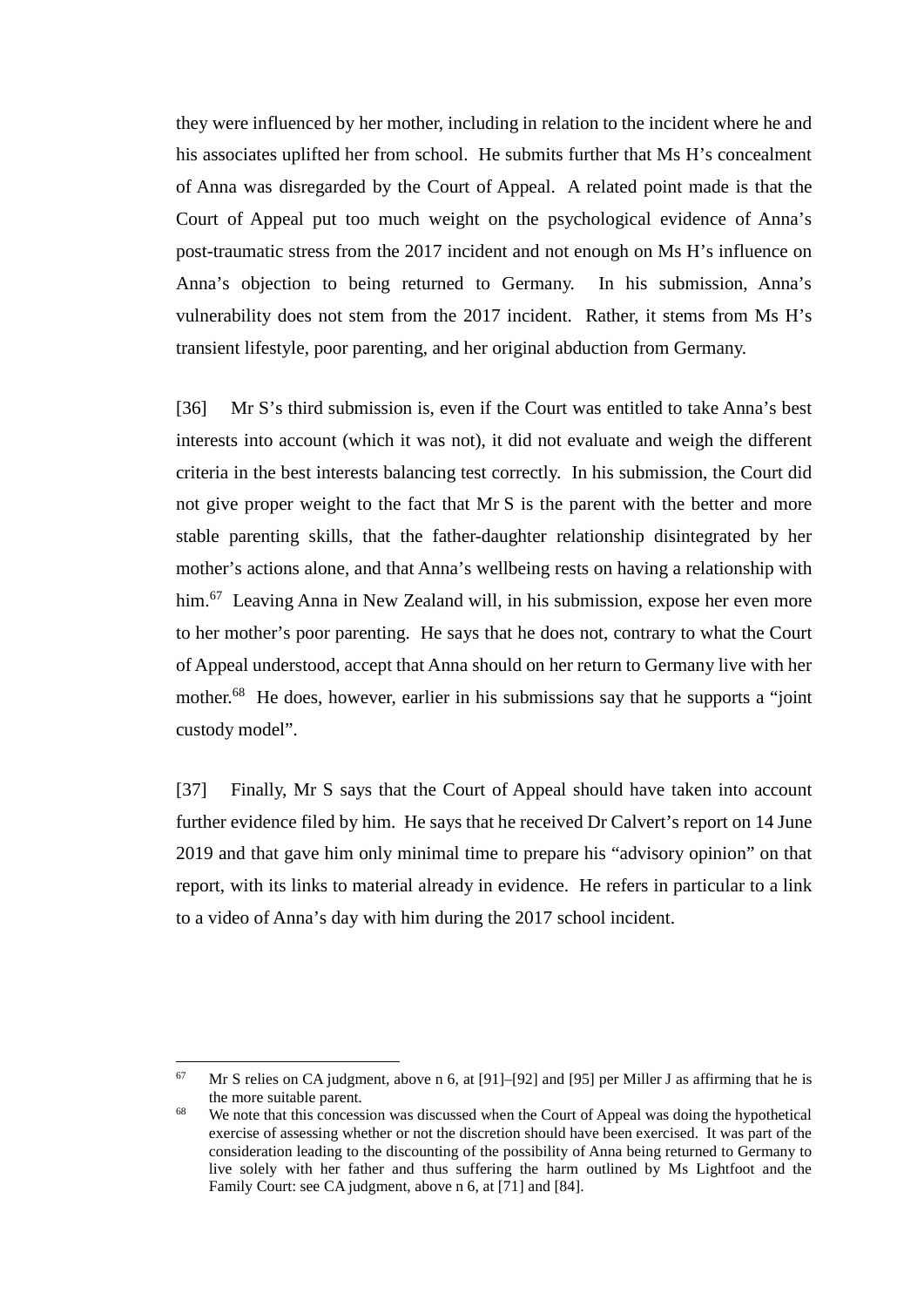they were influenced by her mother, including in relation to the incident where he and his associates uplifted her from school. He submits further that Ms H's concealment of Anna was disregarded by the Court of Appeal. A related point made is that the Court of Appeal put too much weight on the psychological evidence of Anna's post-traumatic stress from the 2017 incident and not enough on Ms H's influence on Anna's objection to being returned to Germany. In his submission, Anna's vulnerability does not stem from the 2017 incident. Rather, it stems from Ms H's transient lifestyle, poor parenting, and her original abduction from Germany.

[36] Mr S's third submission is, even if the Court was entitled to take Anna's best interests into account (which it was not), it did not evaluate and weigh the different criteria in the best interests balancing test correctly. In his submission, the Court did not give proper weight to the fact that Mr S is the parent with the better and more stable parenting skills, that the father-daughter relationship disintegrated by her mother's actions alone, and that Anna's wellbeing rests on having a relationship with him.[67] Leaving Anna in New Zealand will, in his submission, expose her even more to her mother's poor parenting. He says that he does not, contrary to what the Court of Appeal understood, accept that Anna should on her return to Germany live with her mother.[68] He does, however, earlier in his submissions say that he supports a "joint custody model".

[37] Finally, Mr S says that the Court of Appeal should have taken into account further evidence filed by him. He says that he received Dr Calvert's report on 14 June 2019 and that gave him only minimal time to prepare his "advisory opinion" on that report, with its links to material already in evidence. He refers in particular to a link to a video of Anna's day with him during the 2017 school incident.

---

[67] Mr S relies on CA judgment, above n 6, at [91]–[92] and [95] per Miller J as affirming that he is the more suitable parent.

[68] We note that this concession was discussed when the Court of Appeal was doing the hypothetical exercise of assessing whether or not the discretion should have been exercised. It was part of the consideration leading to the discounting of the possibility of Anna being returned to Germany to live solely with her father and thus suffering the harm outlined by Ms Lightfoot and the Family Court: see CA judgment, above n 6, at [71] and [84].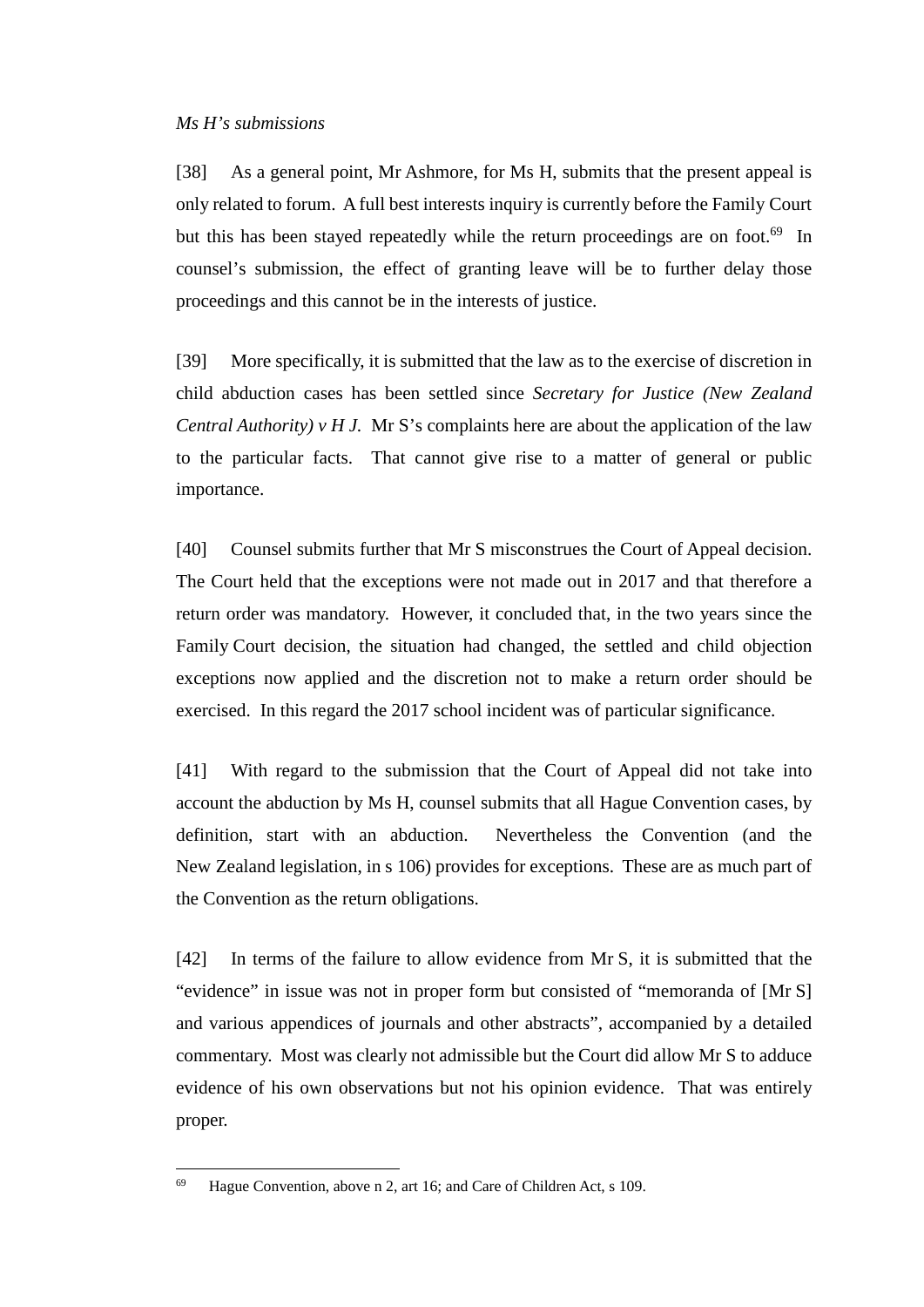*Ms H's submissions*

[38] As a general point, Mr Ashmore, for Ms H, submits that the present appeal is only related to forum. A full best interests inquiry is currently before the Family Court but this has been stayed repeatedly while the return proceedings are on foot.[69] In counsel's submission, the effect of granting leave will be to further delay those proceedings and this cannot be in the interests of justice.

[39] More specifically, it is submitted that the law as to the exercise of discretion in child abduction cases has been settled since *Secretary for Justice (New Zealand Central Authority) v H J*. Mr S's complaints here are about the application of the law to the particular facts. That cannot give rise to a matter of general or public importance.

[40] Counsel submits further that Mr S misconstrues the Court of Appeal decision. The Court held that the exceptions were not made out in 2017 and that therefore a return order was mandatory. However, it concluded that, in the two years since the Family Court decision, the situation had changed, the settled and child objection exceptions now applied and the discretion not to make a return order should be exercised. In this regard the 2017 school incident was of particular significance.

[41] With regard to the submission that the Court of Appeal did not take into account the abduction by Ms H, counsel submits that all Hague Convention cases, by definition, start with an abduction. Nevertheless the Convention (and the New Zealand legislation, in s 106) provides for exceptions. These are as much part of the Convention as the return obligations.

[42] In terms of the failure to allow evidence from Mr S, it is submitted that the "evidence" in issue was not in proper form but consisted of "memoranda of [Mr S] and various appendices of journals and other abstracts", accompanied by a detailed commentary. Most was clearly not admissible but the Court did allow Mr S to adduce evidence of his own observations but not his opinion evidence. That was entirely proper.

---

[69] Hague Convention, above n 2, art 16; and Care of Children Act, s 109.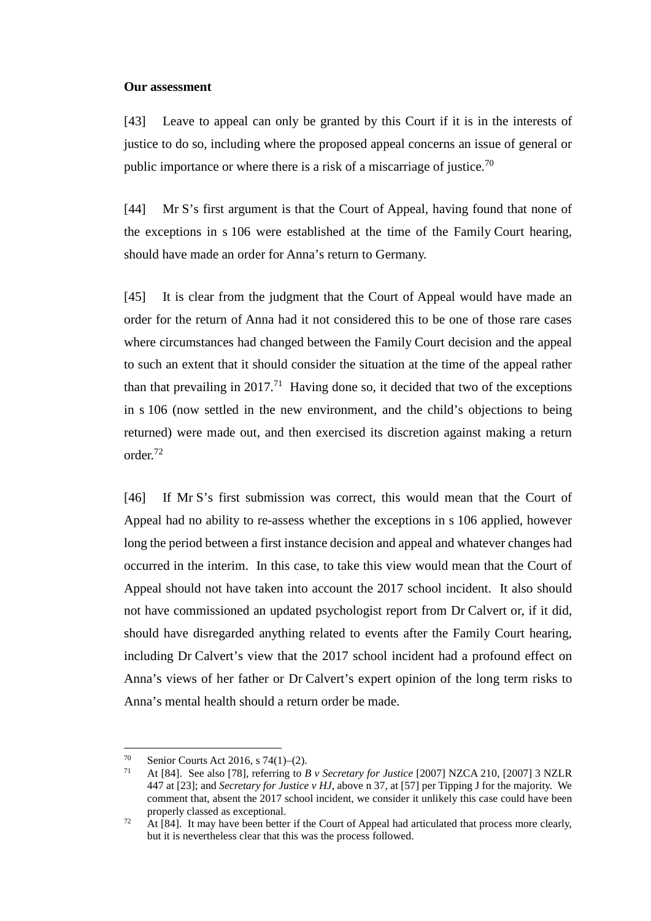**Our assessment**

[43] Leave to appeal can only be granted by this Court if it is in the interests of justice to do so, including where the proposed appeal concerns an issue of general or public importance or where there is a risk of a miscarriage of justice.[70]

[44] Mr S's first argument is that the Court of Appeal, having found that none of the exceptions in s 106 were established at the time of the Family Court hearing, should have made an order for Anna's return to Germany.

[45] It is clear from the judgment that the Court of Appeal would have made an order for the return of Anna had it not considered this to be one of those rare cases where circumstances had changed between the Family Court decision and the appeal to such an extent that it should consider the situation at the time of the appeal rather than that prevailing in 2017.[71] Having done so, it decided that two of the exceptions in s 106 (now settled in the new environment, and the child's objections to being returned) were made out, and then exercised its discretion against making a return order.[72]

[46] If Mr S's first submission was correct, this would mean that the Court of Appeal had no ability to re-assess whether the exceptions in s 106 applied, however long the period between a first instance decision and appeal and whatever changes had occurred in the interim. In this case, to take this view would mean that the Court of Appeal should not have taken into account the 2017 school incident. It also should not have commissioned an updated psychologist report from Dr Calvert or, if it did, should have disregarded anything related to events after the Family Court hearing, including Dr Calvert's view that the 2017 school incident had a profound effect on Anna's views of her father or Dr Calvert's expert opinion of the long term risks to Anna's mental health should a return order be made.

---

[70] Senior Courts Act 2016, s 74(1)–(2).

[71] At [84]. See also [78], referring to *B v Secretary for Justice* [2007] NZCA 210, [2007] 3 NZLR 447 at [23]; and *Secretary for Justice v HJ*, above n 37, at [57] per Tipping J for the majority. We comment that, absent the 2017 school incident, we consider it unlikely this case could have been properly classed as exceptional.

[72] At [84]. It may have been better if the Court of Appeal had articulated that process more clearly, but it is nevertheless clear that this was the process followed.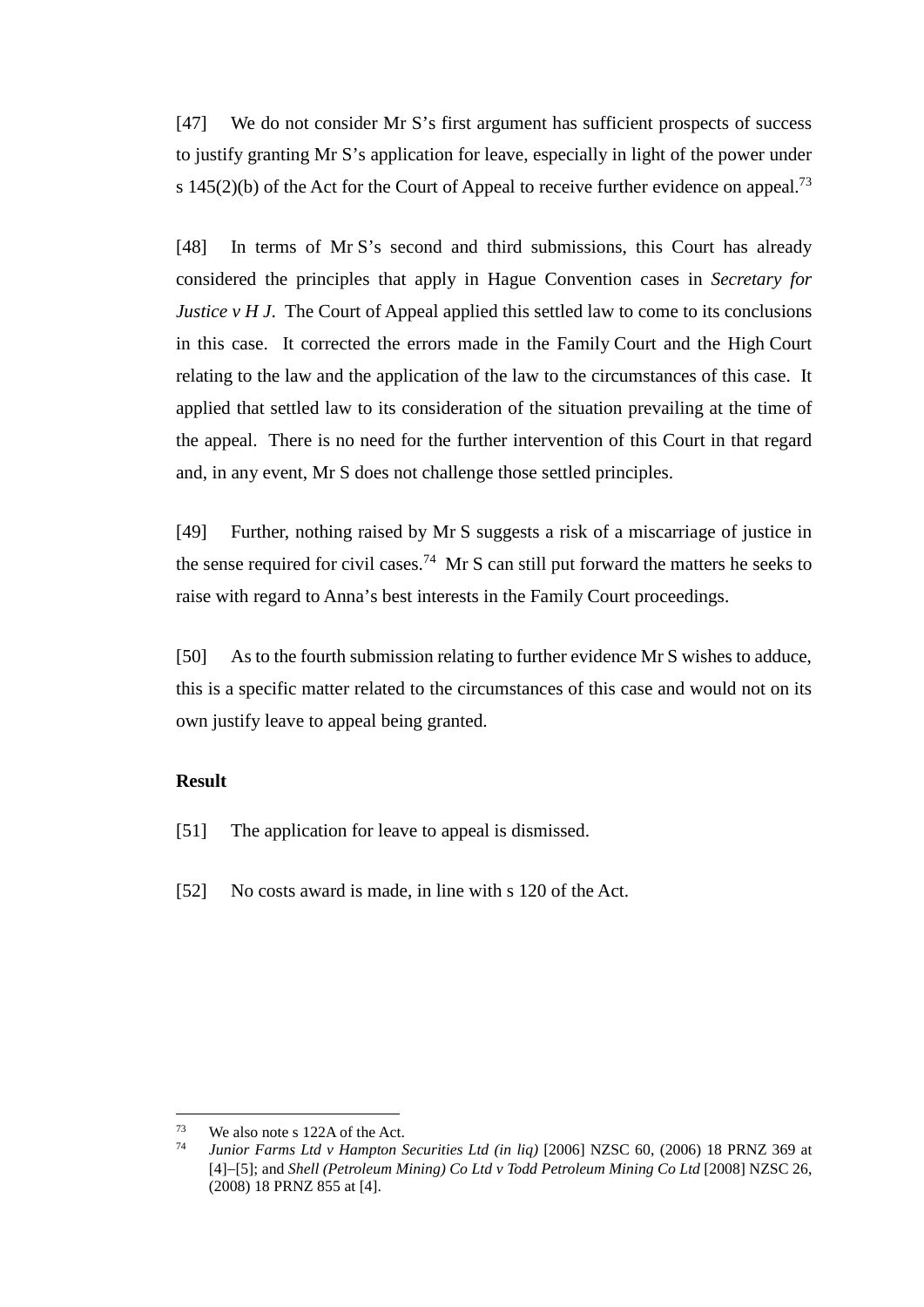[47] We do not consider Mr S's first argument has sufficient prospects of success to justify granting Mr S's application for leave, especially in light of the power under s 145(2)(b) of the Act for the Court of Appeal to receive further evidence on appeal.[73]

[48] In terms of Mr S's second and third submissions, this Court has already considered the principles that apply in Hague Convention cases in *Secretary for Justice v H J*. The Court of Appeal applied this settled law to come to its conclusions in this case. It corrected the errors made in the Family Court and the High Court relating to the law and the application of the law to the circumstances of this case. It applied that settled law to its consideration of the situation prevailing at the time of the appeal. There is no need for the further intervention of this Court in that regard and, in any event, Mr S does not challenge those settled principles.

[49] Further, nothing raised by Mr S suggests a risk of a miscarriage of justice in the sense required for civil cases.[74] Mr S can still put forward the matters he seeks to raise with regard to Anna's best interests in the Family Court proceedings.

[50] As to the fourth submission relating to further evidence Mr S wishes to adduce, this is a specific matter related to the circumstances of this case and would not on its own justify leave to appeal being granted.

**Result**

[51] The application for leave to appeal is dismissed.

[52] No costs award is made, in line with s 120 of the Act.

---

[73] We also note s 122A of the Act.

[74] *Junior Farms Ltd v Hampton Securities Ltd (in liq)* [2006] NZSC 60, (2006) 18 PRNZ 369 at [4]–[5]; and *Shell (Petroleum Mining) Co Ltd v Todd Petroleum Mining Co Ltd* [2008] NZSC 26, (2008) 18 PRNZ 855 at [4].